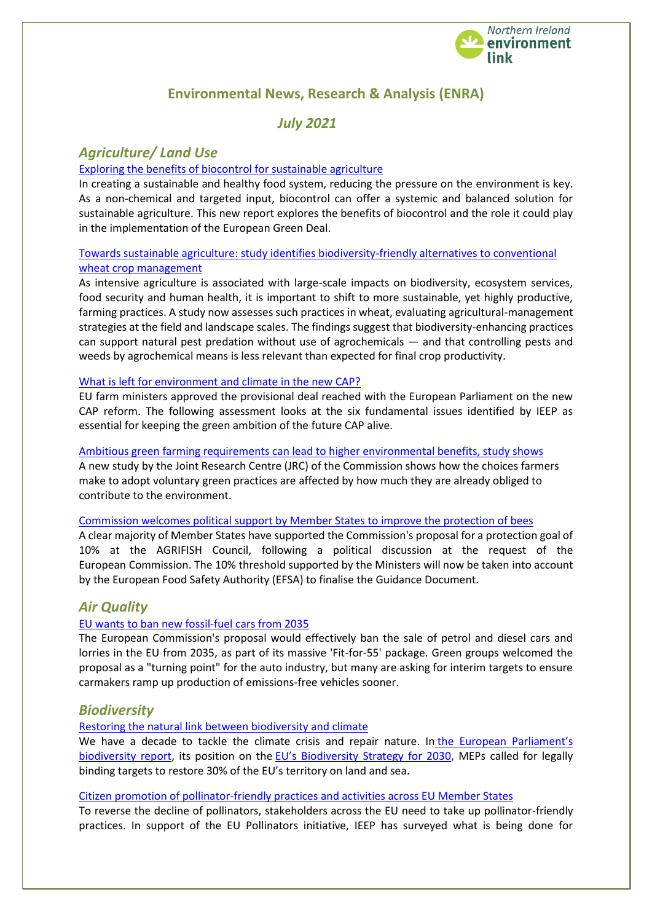Northern Ireland environment link

# Environmental News, Research & Analysis (ENRA)

## *July 2021*

## *Agriculture/ Land Use*

Exploring the benefits of biocontrol for sustainable agriculture

In creating a sustainable and healthy food system, reducing the pressure on the environment is key. As a non-chemical and targeted input, biocontrol can offer a systemic and balanced solution for sustainable agriculture. This new report explores the benefits of biocontrol and the role it could play in the implementation of the European Green Deal.

Towards sustainable agriculture: study identifies biodiversity-friendly alternatives to conventional wheat crop management

As intensive agriculture is associated with large-scale impacts on biodiversity, ecosystem services, food security and human health, it is important to shift to more sustainable, yet highly productive, farming practices. A study now assesses such practices in wheat, evaluating agricultural-management strategies at the field and landscape scales. The findings suggest that biodiversity-enhancing practices can support natural pest predation without use of agrochemicals — and that controlling pests and weeds by agrochemical means is less relevant than expected for final crop productivity.

What is left for environment and climate in the new CAP?

EU farm ministers approved the provisional deal reached with the European Parliament on the new CAP reform. The following assessment looks at the six fundamental issues identified by IEEP as essential for keeping the green ambition of the future CAP alive.

Ambitious green farming requirements can lead to higher environmental benefits, study shows

A new study by the Joint Research Centre (JRC) of the Commission shows how the choices farmers make to adopt voluntary green practices are affected by how much they are already obliged to contribute to the environment.

Commission welcomes political support by Member States to improve the protection of bees

A clear majority of Member States have supported the Commission's proposal for a protection goal of 10% at the AGRIFISH Council, following a political discussion at the request of the European Commission. The 10% threshold supported by the Ministers will now be taken into account by the European Food Safety Authority (EFSA) to finalise the Guidance Document.

## *Air Quality*

EU wants to ban new fossil-fuel cars from 2035

The European Commission's proposal would effectively ban the sale of petrol and diesel cars and lorries in the EU from 2035, as part of its massive 'Fit-for-55' package. Green groups welcomed the proposal as a "turning point" for the auto industry, but many are asking for interim targets to ensure carmakers ramp up production of emissions-free vehicles sooner.

## *Biodiversity*

Restoring the natural link between biodiversity and climate

We have a decade to tackle the climate crisis and repair nature. In the European Parliament's biodiversity report, its position on the EU's Biodiversity Strategy for 2030, MEPs called for legally binding targets to restore 30% of the EU's territory on land and sea.

Citizen promotion of pollinator-friendly practices and activities across EU Member States

To reverse the decline of pollinators, stakeholders across the EU need to take up pollinator-friendly practices. In support of the EU Pollinators initiative, IEEP has surveyed what is being done for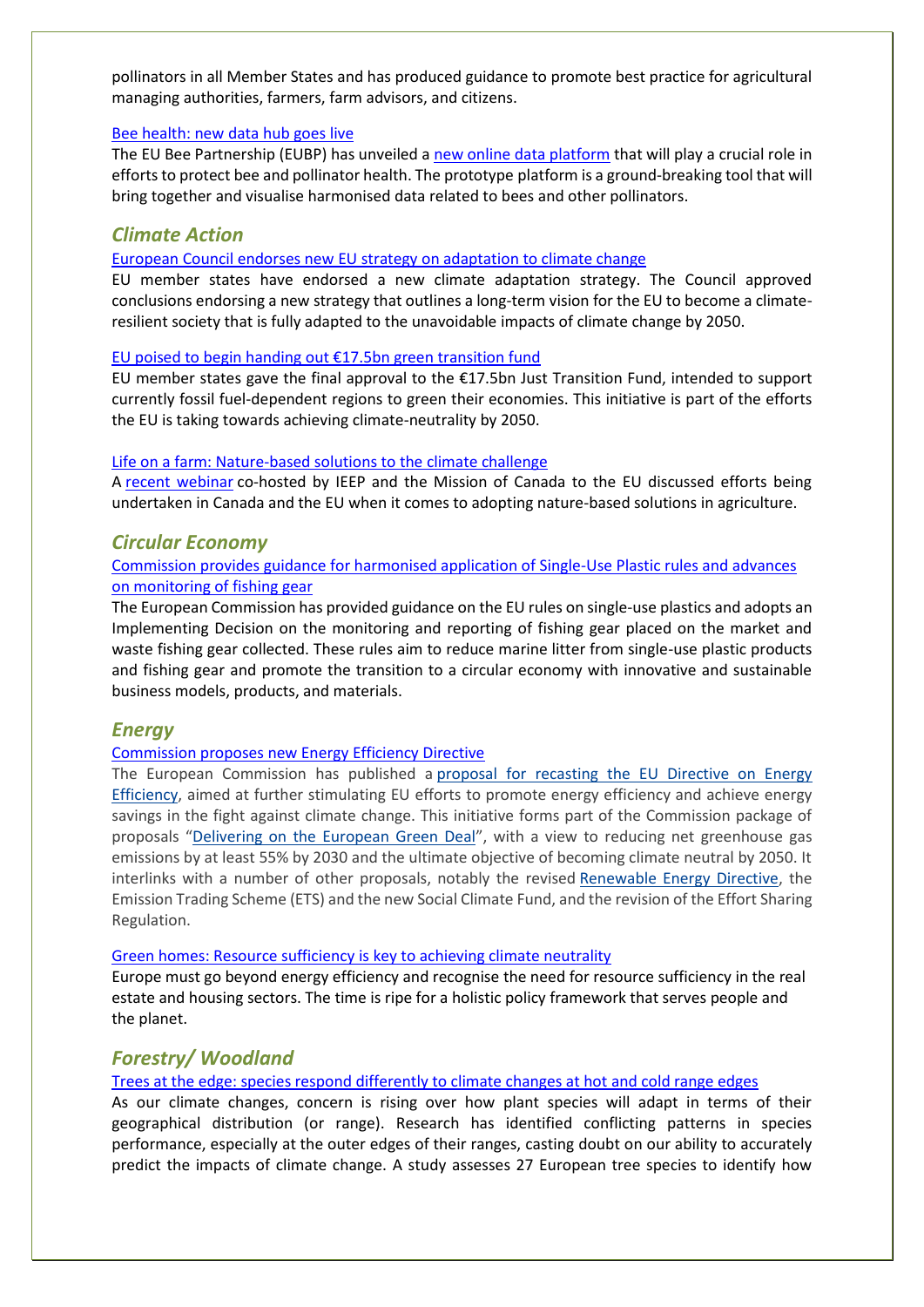pollinators in all Member States and has produced guidance to promote best practice for agricultural managing authorities, farmers, farm advisors, and citizens.

Bee health: new data hub goes live

The EU Bee Partnership (EUBP) has unveiled a new online data platform that will play a crucial role in efforts to protect bee and pollinator health. The prototype platform is a ground-breaking tool that will bring together and visualise harmonised data related to bees and other pollinators.

## Climate Action

European Council endorses new EU strategy on adaptation to climate change

EU member states have endorsed a new climate adaptation strategy. The Council approved conclusions endorsing a new strategy that outlines a long-term vision for the EU to become a climate-resilient society that is fully adapted to the unavoidable impacts of climate change by 2050.

EU poised to begin handing out €17.5bn green transition fund

EU member states gave the final approval to the €17.5bn Just Transition Fund, intended to support currently fossil fuel-dependent regions to green their economies. This initiative is part of the efforts the EU is taking towards achieving climate-neutrality by 2050.

Life on a farm: Nature-based solutions to the climate challenge

A recent webinar co-hosted by IEEP and the Mission of Canada to the EU discussed efforts being undertaken in Canada and the EU when it comes to adopting nature-based solutions in agriculture.

## Circular Economy

Commission provides guidance for harmonised application of Single-Use Plastic rules and advances on monitoring of fishing gear

The European Commission has provided guidance on the EU rules on single-use plastics and adopts an Implementing Decision on the monitoring and reporting of fishing gear placed on the market and waste fishing gear collected. These rules aim to reduce marine litter from single-use plastic products and fishing gear and promote the transition to a circular economy with innovative and sustainable business models, products, and materials.

## Energy

Commission proposes new Energy Efficiency Directive

The European Commission has published a proposal for recasting the EU Directive on Energy Efficiency, aimed at further stimulating EU efforts to promote energy efficiency and achieve energy savings in the fight against climate change. This initiative forms part of the Commission package of proposals "Delivering on the European Green Deal", with a view to reducing net greenhouse gas emissions by at least 55% by 2030 and the ultimate objective of becoming climate neutral by 2050. It interlinks with a number of other proposals, notably the revised Renewable Energy Directive, the Emission Trading Scheme (ETS) and the new Social Climate Fund, and the revision of the Effort Sharing Regulation.

Green homes: Resource sufficiency is key to achieving climate neutrality

Europe must go beyond energy efficiency and recognise the need for resource sufficiency in the real estate and housing sectors. The time is ripe for a holistic policy framework that serves people and the planet.

## Forestry/ Woodland

Trees at the edge: species respond differently to climate changes at hot and cold range edges

As our climate changes, concern is rising over how plant species will adapt in terms of their geographical distribution (or range). Research has identified conflicting patterns in species performance, especially at the outer edges of their ranges, casting doubt on our ability to accurately predict the impacts of climate change. A study assesses 27 European tree species to identify how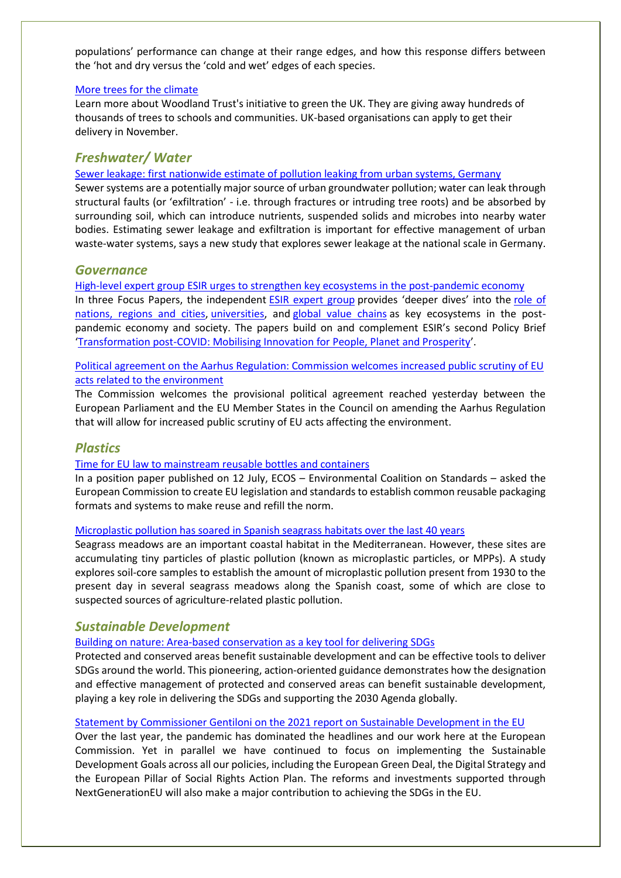populations' performance can change at their range edges, and how this response differs between the 'hot and dry versus the 'cold and wet' edges of each species.

More trees for the climate

Learn more about Woodland Trust's initiative to green the UK. They are giving away hundreds of thousands of trees to schools and communities. UK-based organisations can apply to get their delivery in November.

## *Freshwater/ Water*

Sewer leakage: first nationwide estimate of pollution leaking from urban systems, Germany

Sewer systems are a potentially major source of urban groundwater pollution; water can leak through structural faults (or 'exfiltration' - i.e. through fractures or intruding tree roots) and be absorbed by surrounding soil, which can introduce nutrients, suspended solids and microbes into nearby water bodies. Estimating sewer leakage and exfiltration is important for effective management of urban waste-water systems, says a new study that explores sewer leakage at the national scale in Germany.

## *Governance*

High-level expert group ESIR urges to strengthen key ecosystems in the post-pandemic economy

In three Focus Papers, the independent ESIR expert group provides 'deeper dives' into the role of nations, regions and cities, universities, and global value chains as key ecosystems in the post-pandemic economy and society. The papers build on and complement ESIR's second Policy Brief 'Transformation post-COVID: Mobilising Innovation for People, Planet and Prosperity'.

Political agreement on the Aarhus Regulation: Commission welcomes increased public scrutiny of EU acts related to the environment

The Commission welcomes the provisional political agreement reached yesterday between the European Parliament and the EU Member States in the Council on amending the Aarhus Regulation that will allow for increased public scrutiny of EU acts affecting the environment.

## *Plastics*

Time for EU law to mainstream reusable bottles and containers

In a position paper published on 12 July, ECOS – Environmental Coalition on Standards – asked the European Commission to create EU legislation and standards to establish common reusable packaging formats and systems to make reuse and refill the norm.

Microplastic pollution has soared in Spanish seagrass habitats over the last 40 years

Seagrass meadows are an important coastal habitat in the Mediterranean. However, these sites are accumulating tiny particles of plastic pollution (known as microplastic particles, or MPPs). A study explores soil-core samples to establish the amount of microplastic pollution present from 1930 to the present day in several seagrass meadows along the Spanish coast, some of which are close to suspected sources of agriculture-related plastic pollution.

## *Sustainable Development*

Building on nature: Area-based conservation as a key tool for delivering SDGs

Protected and conserved areas benefit sustainable development and can be effective tools to deliver SDGs around the world. This pioneering, action-oriented guidance demonstrates how the designation and effective management of protected and conserved areas can benefit sustainable development, playing a key role in delivering the SDGs and supporting the 2030 Agenda globally.

Statement by Commissioner Gentiloni on the 2021 report on Sustainable Development in the EU

Over the last year, the pandemic has dominated the headlines and our work here at the European Commission. Yet in parallel we have continued to focus on implementing the Sustainable Development Goals across all our policies, including the European Green Deal, the Digital Strategy and the European Pillar of Social Rights Action Plan. The reforms and investments supported through NextGenerationEU will also make a major contribution to achieving the SDGs in the EU.